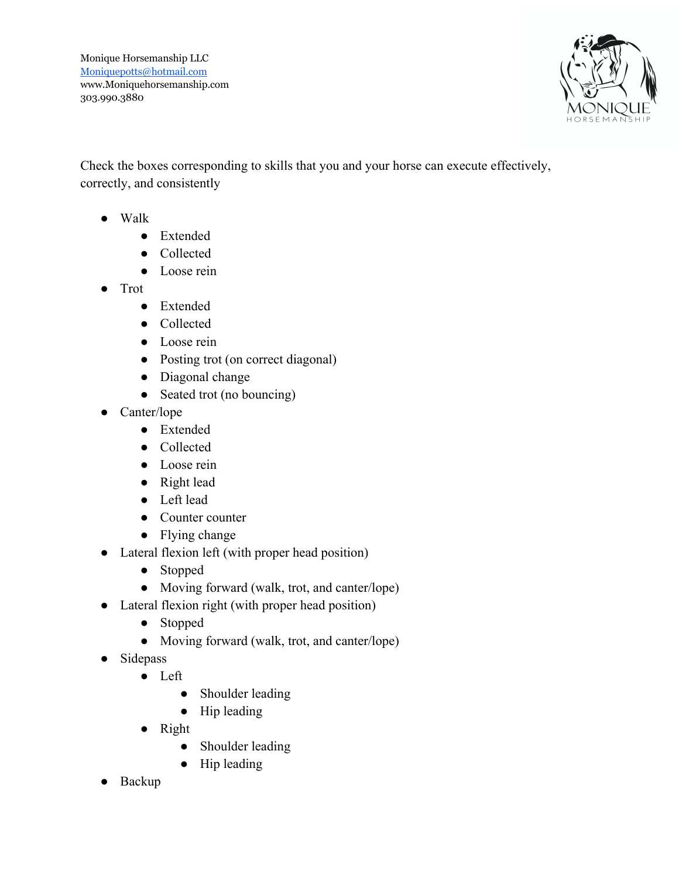Monique Horsemanship LLC
Moniquepotts@hotmail.com
www.Moniquehorsemanship.com
303.990.3880

MONIQUE
HORSEMANSHIP

Check the boxes corresponding to skills that you and your horse can execute effectively, correctly, and consistently

- Walk
  - Extended
  - Collected
  - Loose rein
- Trot
  - Extended
  - Collected
  - Loose rein
  - Posting trot (on correct diagonal)
  - Diagonal change
  - Seated trot (no bouncing)
- Canter/lope
  - Extended
  - Collected
  - Loose rein
  - Right lead
  - Left lead
  - Counter counter
  - Flying change
- Lateral flexion left (with proper head position)
  - Stopped
  - Moving forward (walk, trot, and canter/lope)
- Lateral flexion right (with proper head position)
  - Stopped
  - Moving forward (walk, trot, and canter/lope)
- Sidepass
  - Left
    - Shoulder leading
    - Hip leading
  - Right
    - Shoulder leading
    - Hip leading
- Backup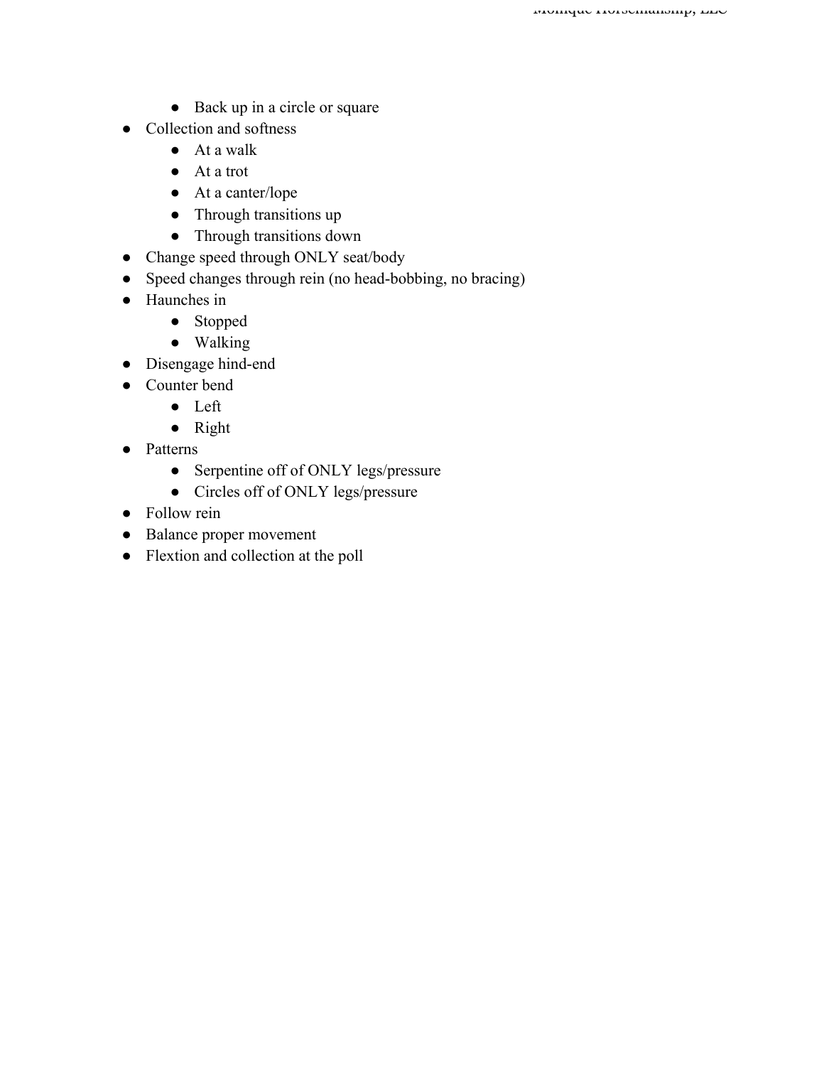- Back up in a circle or square
- Collection and softness
    - At a walk
    - At a trot
    - At a canter/lope
    - Through transitions up
    - Through transitions down
- Change speed through ONLY seat/body
- Speed changes through rein (no head-bobbing, no bracing)
- Haunches in
    - Stopped
    - Walking
- Disengage hind-end
- Counter bend
    - Left
    - Right
- Patterns
    - Serpentine off of ONLY legs/pressure
    - Circles off of ONLY legs/pressure
- Follow rein
- Balance proper movement
- Flextion and collection at the poll